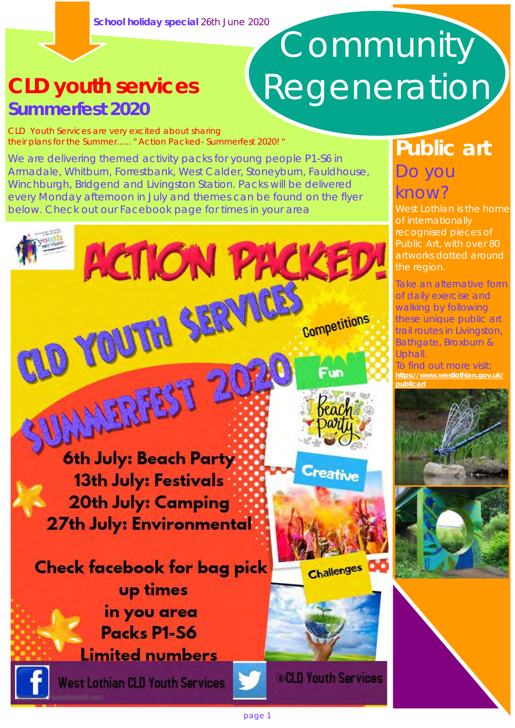**School holiday special** 26th June 2020

# Community Regeneration

## CLD youth services Summerfest 2020

CLD Youth Services are very excited about sharing their plans for the Summer...... "Action Packed - Summerfest 2020! "

We are delivering themed activity packs for young people P1-S6 in Armadale, Whitburn, Forrestbank, West Calder, Stoneyburn, Fauldhouse, Winchburgh, Bridgend and Livingston Station. Packs will be delivered every Monday afternoon in July and themes can be found on the flyer below. Check out our Facebook page for times in your area

**ACTION PACKED!**

**CLD YOUTH SERVICES SUMMERFEST 2020**

6th July: Beach Party
13th July: Festivals
20th July: Camping
27th July: Environmental

Check facebook for bag pick up times in you area
Packs P1-S6
Limited numbers

Competitions · Fun · Creative · Challenges

West Lothian CLD Youth Services · @CLD Youth Services

## Public art

### Do you know?

West Lothian is the home of internationally recognised pieces of Public Art, with over 80 artworks dotted around the region.

Take an alternative form of daily exercise and walking by following these unique public art trail routes in Livingston, Bathgate, Broxburn & Uphall.

To find out more visit: **https://www.westlothian.gov.uk/publicart**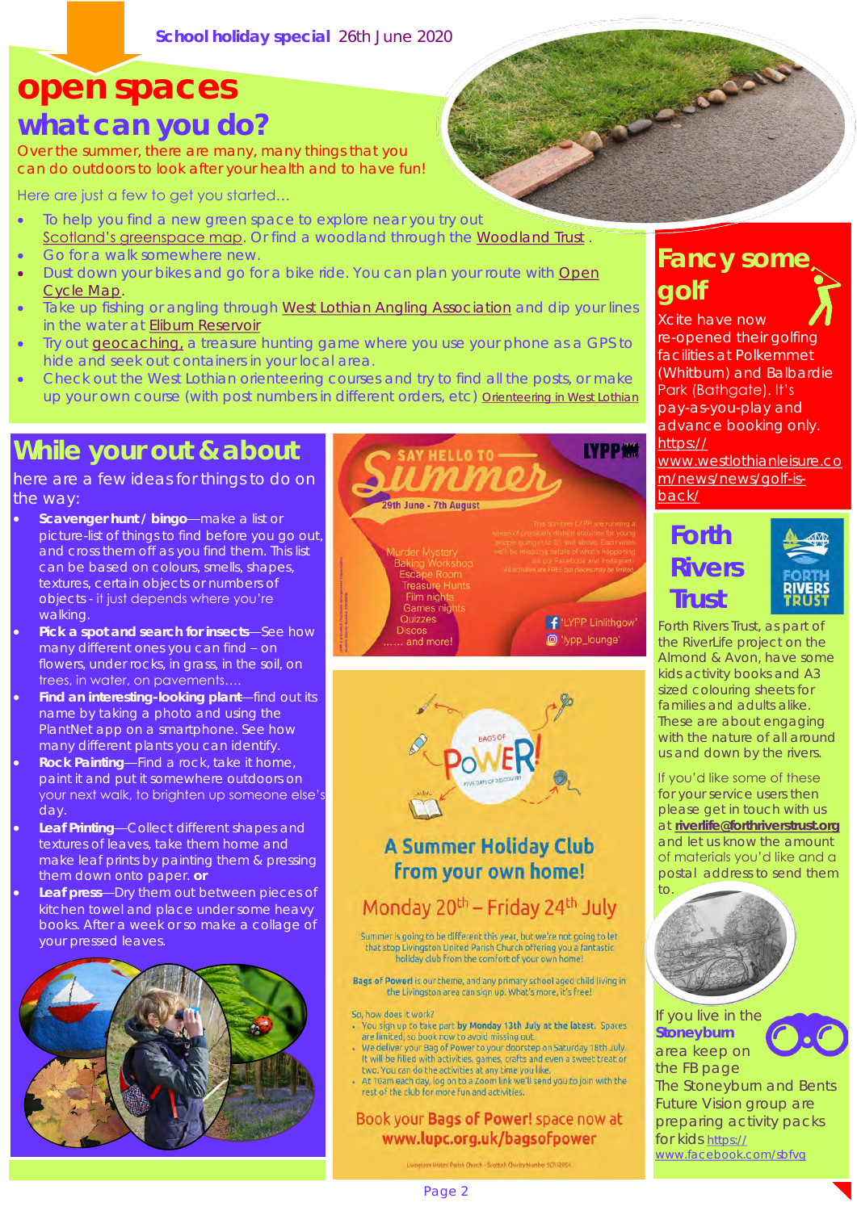School holiday special 26th June 2020

# open spaces

## what can you do?

Over the summer, there are many, many things that you can do outdoors to look after your health and to have fun!

Here are just a few to get you started...

- To help you find a new green space to explore near you try out Scotland's greenspace map. Or find a woodland through the Woodland Trust .
- Go for a walk somewhere new.
- Dust down your bikes and go for a bike ride. You can plan your route with Open Cycle Map.
- Take up fishing or angling through West Lothian Angling Association and dip your lines in the water at Elibum Reservoir
- Try out geocaching, a treasure hunting game where you use your phone as a GPS to hide and seek out containers in your local area.
- Check out the West Lothian orienteering courses and try to find all the posts, or make up your own course (with post numbers in different orders, etc) Orienteering in West Lothian

## Fancy some golf

Xcite have now re-opened their golfing facilities at Polkemmet (Whitburn) and Balbardie Park (Bathgate). It's pay-as-you-play and advance booking only. https://www.westlothianleisure.com/news/news/golf-is-back/

## While your out & about

here are a few ideas for things to do on the way:

- **Scavenger hunt / bingo**—make a list or picture-list of things to find before you go out, and cross them off as you find them. This list can be based on colours, smells, shapes, textures, certain objects or numbers of objects - it just depends where you're walking.
- **Pick a spot and search for insects**—See how many different ones you can find – on flowers, under rocks, in grass, in the soil, on trees, in water, on pavements....
- **Find an interesting-looking plant**—find out its name by taking a photo and using the PlantNet app on a smartphone. See how many different plants you can identify.
- **Rock Painting**—Find a rock, take it home, paint it and put it somewhere outdoors on your next walk, to brighten up someone else's day.
- **Leaf Printing**—Collect different shapes and textures of leaves, take them home and make leaf prints by painting them & pressing them down onto paper. **or**
- **Leaf press**—Dry them out between pieces of kitchen towel and place under some heavy books. After a week or so make a collage of your pressed leaves.

## Say hello to Summer

LYPP

29th June - 7th August

This summer LYPP are running a series of physically distant activities for young people going into S1 and above. Each week we'll be releasing details of what's happening via our Facebook and Instagram. All activities are FREE but places may be limited.

Murder Mystery
Baking Workshop
Escape Room
Treasure Hunts
Film nights
Games nights
Quizzes
Discos
...... and more!

'LYPP Linlithgow'
'lypp_lounge'

## Bags of Power!

Five days of discovery

### A Summer Holiday Club from your own home!

### Monday 20th – Friday 24th July

Summer is going to be different this year, but we're not going to let that stop Livingston United Parish Church offering you a fantastic holiday club from the comfort of your own home!

**Bags of Power!** is our theme, and any primary school aged child living in the Livingston area can sign up. What's more, it's free!

So, how does it work?

- You sign up to take part **by Monday 13th July at the latest.** Spaces are limited, so book now to avoid missing out.
- We deliver your Bag of Power to your doorstep on Saturday 18th July. It will be filled with activities, games, crafts and even a sweet treat or two. You can do the activities at any time you like.
- At 10am each day, log on to a Zoom link we'll send you to join with the rest of the club for more fun and activities.

**Book your Bags of Power! space now at www.lupc.org.uk/bagsofpower**

Livingston United Parish Church - Scottish Charity Number SC012654

## Forth Rivers Trust

Forth Rivers Trust, as part of the RiverLife project on the Almond & Avon, have some kids activity books and A3 sized colouring sheets for families and adults alike. These are about engaging with the nature of all around us and down by the rivers.

If you'd like some of these for your service users then please get in touch with us at **riverlife@forthriverstrust.org** and let us know the amount of materials you'd like and a postal address to send them to.

If you live in the **Stoneyburn** area keep on the FB page

The Stoneyburn and Bents Future Vision group are preparing activity packs for kids https://www.facebook.com/sbfvg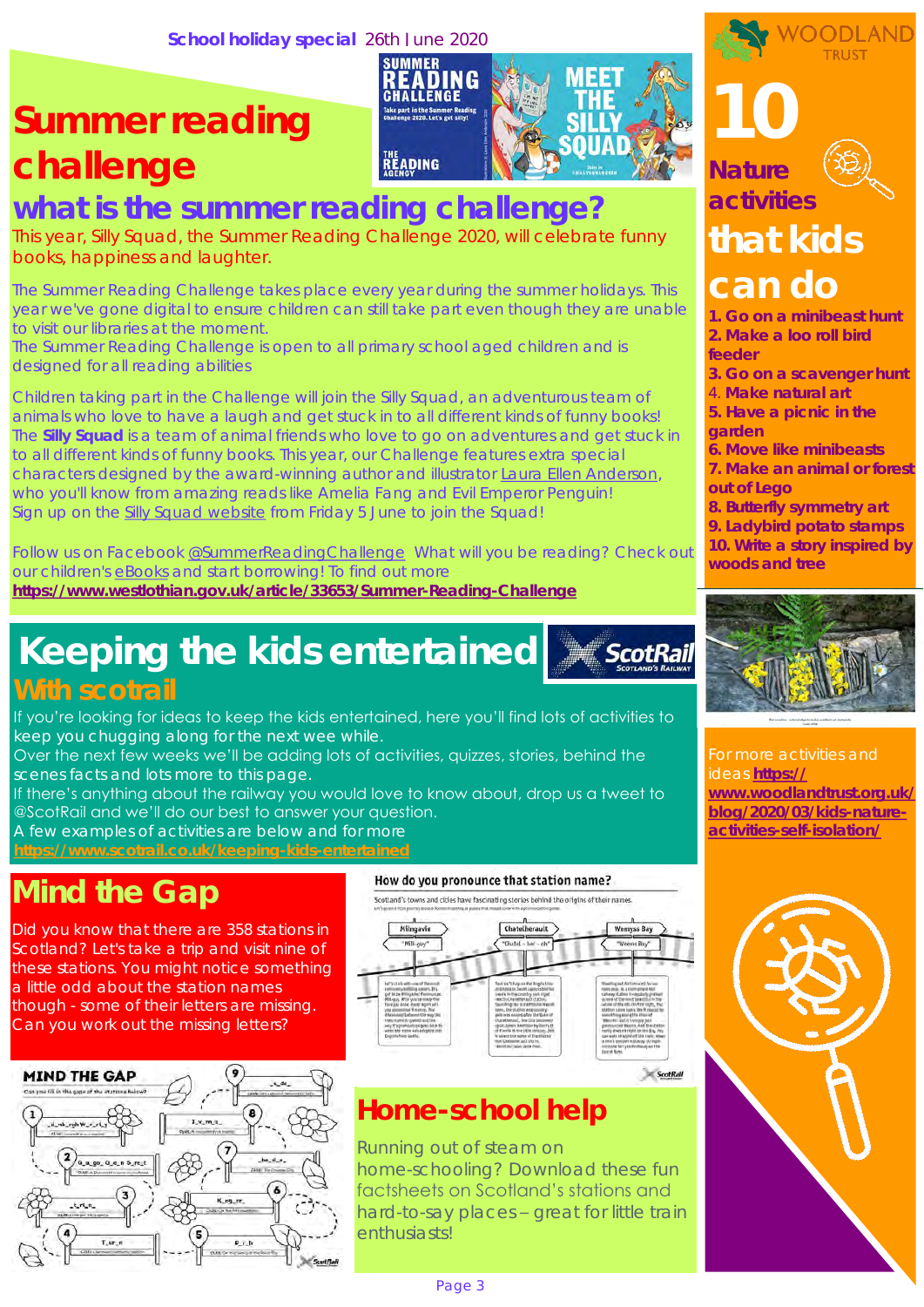School holiday special 26th June 2020

# Summer reading challenge

## what is the summer reading challenge?

This year, Silly Squad, the Summer Reading Challenge 2020, will celebrate funny books, happiness and laughter.

The Summer Reading Challenge takes place every year during the summer holidays. This year we've gone digital to ensure children can still take part even though they are unable to visit our libraries at the moment.
The Summer Reading Challenge is open to all primary school aged children and is designed for all reading abilities

Children taking part in the Challenge will join the Silly Squad, an adventurous team of animals who love to have a laugh and get stuck in to all different kinds of funny books! The **Silly Squad** is a team of animal friends who love to go on adventures and get stuck in to all different kinds of funny books. This year, our Challenge features extra special characters designed by the award-winning author and illustrator Laura Ellen Anderson, who you'll know from amazing reads like Amelia Fang and Evil Emperor Penguin!
Sign up on the Silly Squad website from Friday 5 June to join the Squad!

Follow us on Facebook @SummerReadingChallenge What will you be reading? Check out our children's eBooks and start borrowing! To find out more
**https://www.westlothian.gov.uk/article/33653/Summer-Reading-Challenge**

# Keeping the kids entertained

## With scotrail

If you're looking for ideas to keep the kids entertained, here you'll find lots of activities to keep you chugging along for the next wee while.
Over the next few weeks we'll be adding lots of activities, quizzes, stories, behind the scenes facts and lots more to this page.
If there's anything about the railway you would love to know about, drop us a tweet to @ScotRail and we'll do our best to answer your question.
A few examples of activities are below and for more
**https://www.scotrail.co.uk/keeping-kids-entertained**

## Mind the Gap

Did you know that there are 358 stations in Scotland? Let's take a trip and visit nine of these stations. You might notice something a little odd about the station names though - some of their letters are missing. Can you work out the missing letters?

## Home-school help

Running out of steam on home-schooling? Download these fun factsheets on Scotland's stations and hard-to-say places – great for little train enthusiasts!

# 10 Nature activities that kids can do

1. **Go on a minibeast hunt**
2. **Make a loo roll bird feeder**
3. **Go on a scavenger hunt**
4. **Make natural art**
5. **Have a picnic in the garden**
6. **Move like minibeasts**
7. **Make an animal or forest out of Lego**
8. **Butterfly symmetry art**
9. **Ladybird potato stamps**
10. **Write a story inspired by woods and tree**

For more activities and ideas **https://www.woodlandtrust.org.uk/blog/2020/03/kids-nature-activities-self-isolation/**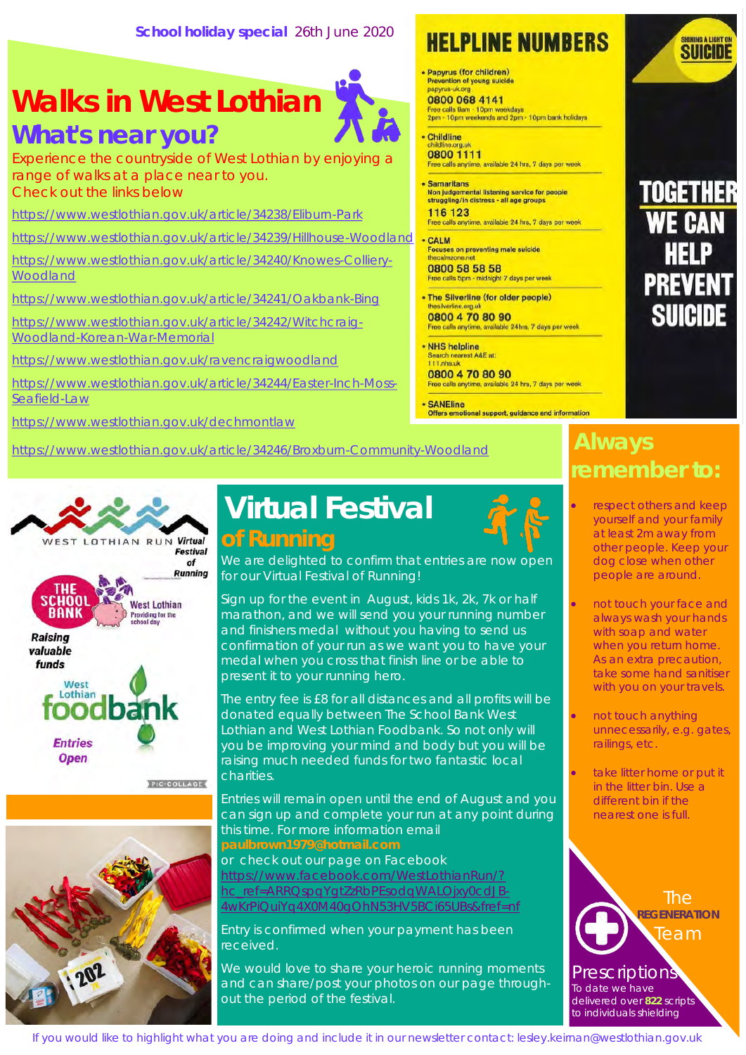**School holiday special** 26th June 2020

# Walks in West Lothian

## What's near you?

Experience the countryside of West Lothian by enjoying a range of walks at a place near to you.
Check out the links below

https://www.westlothian.gov.uk/article/34238/Eliburn-Park

https://www.westlothian.gov.uk/article/34239/Hillhouse-Woodland

https://www.westlothian.gov.uk/article/34240/Knowes-Colliery-Woodland

https://www.westlothian.gov.uk/article/34241/Oakbank-Bing

https://www.westlothian.gov.uk/article/34242/Witchcraig-Woodland-Korean-War-Memorial

https://www.westlothian.gov.uk/ravencraigwoodland

https://www.westlothian.gov.uk/article/34244/Easter-Inch-Moss-Seafield-Law

https://www.westlothian.gov.uk/dechmontlaw

https://www.westlothian.gov.uk/article/34246/Broxburn-Community-Woodland

# HELPLINE NUMBERS

- **Papyrus (for children)**
  Prevention of young suicide
  papyrus-uk.org
  **0800 068 4141**
  Free calls 9am - 10pm weekdays
  2pm - 10pm weekends and 2pm - 10pm bank holidays
- **Childline**
  childline.org.uk
  **0800 1111**
  Free calls anytime, available 24 hrs, 7 days per week
- **Samaritans**
  Non judgemental listening service for people struggling/in distress - all age groups
  **116 123**
  Free calls anytime, available 24 hrs, 7 days per week
- **CALM**
  Focuses on preventing male suicide
  thecalmzone.net
  **0800 58 58 58**
  Free calls 5pm - midnight 7 days per week
- **The Silverline (for older people)**
  thesilverline.org.uk
  **0800 4 70 80 90**
  Free calls anytime, available 24hrs, 7 days per week
- **NHS helpline**
  Search nearest A&E at:
  111.nhs.uk
  **0800 4 70 80 90**
  Free calls anytime, available 24 hrs, 7 days per week
- **SANEline**
  Offers emotional support, guidance and information

SHINING A LIGHT ON SUICIDE

**TOGETHER WE CAN HELP PREVENT SUICIDE**

WEST LOTHIAN RUN *Virtual Festival of Running*

THE SCHOOL BANK West Lothian Providing for the school day

*Raising valuable funds*

West Lothian foodbank

*Entries Open*

# Virtual Festival of Running

We are delighted to confirm that entries are now open for our Virtual Festival of Running!

Sign up for the event in August, kids 1k, 2k, 7k or half marathon, and we will send you your running number and finishers medal without you having to send us confirmation of your run as we want you to have your medal when you cross that finish line or be able to present it to your running hero.

The entry fee is £8 for all distances and all profits will be donated equally between The School Bank West Lothian and West Lothian Foodbank. So not only will you be improving your mind and body but you will be raising much needed funds for two fantastic local charities.

Entries will remain open until the end of August and you can sign up and complete your run at any point during this time. For more information email **paulbrown1979@hotmail.com** or check out our page on Facebook https://www.facebook.com/WestLothianRun/?hc_ref=ARRQspqYgtZzRbPEsodqWALOjxy0cdJB-4wKrPiQuiYq4X0M40gOhN53HV5BCi65UBs&fref=nf

Entry is confirmed when your payment has been received.

We would love to share your heroic running moments and can share/post your photos on our page throughout the period of the festival.

## Always remember to:

- respect others and keep yourself and your family at least 2m away from other people. Keep your dog close when other people are around.
- not touch your face and always wash your hands with soap and water when you return home. As an extra precaution, take some hand sanitiser with you on your travels.
- not touch anything unnecessarily, e.g. gates, railings, etc.
- take litter home or put it in the litter bin. Use a different bin if the nearest one is full.

The REGENERATION Team

**Prescriptions**
To date we have delivered over **822** scripts to individuals shielding

If you would like to highlight what you are doing and include it in our newsletter contact: lesley.keirnan@westlothian.gov.uk